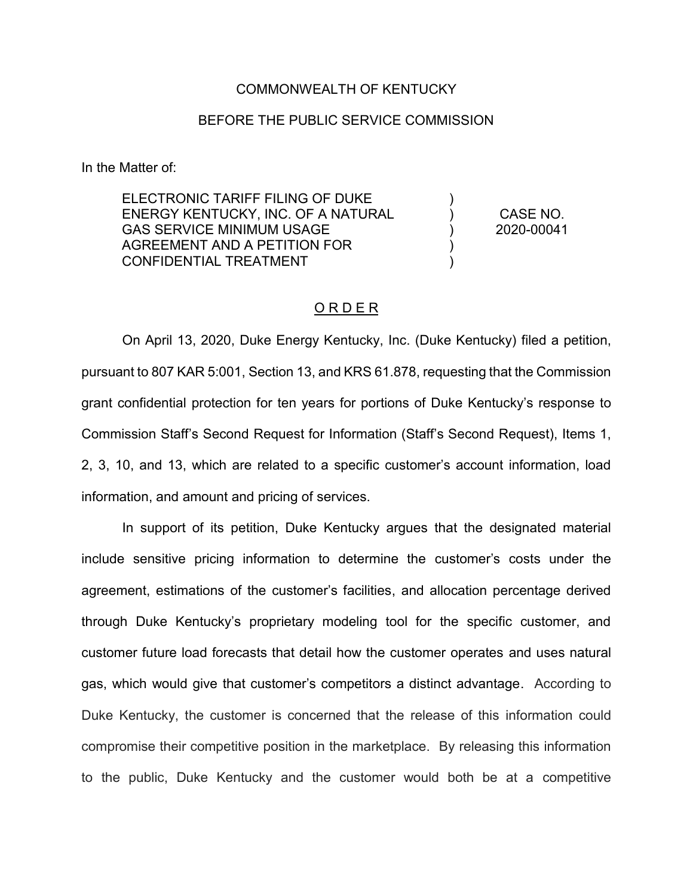COMMONWEALTH OF KENTUCKY

BEFORE THE PUBLIC SERVICE COMMISSION

In the Matter of:

| | | |
|---|---|---|
| ELECTRONIC TARIFF FILING OF DUKE ENERGY KENTUCKY, INC. OF A NATURAL GAS SERVICE MINIMUM USAGE AGREEMENT AND A PETITION FOR CONFIDENTIAL TREATMENT | ) ) ) ) ) | CASE NO. 2020-00041 |

## O R D E R

On April 13, 2020, Duke Energy Kentucky, Inc. (Duke Kentucky) filed a petition, pursuant to 807 KAR 5:001, Section 13, and KRS 61.878, requesting that the Commission grant confidential protection for ten years for portions of Duke Kentucky's response to Commission Staff's Second Request for Information (Staff's Second Request), Items 1, 2, 3, 10, and 13, which are related to a specific customer's account information, load information, and amount and pricing of services.

In support of its petition, Duke Kentucky argues that the designated material include sensitive pricing information to determine the customer's costs under the agreement, estimations of the customer's facilities, and allocation percentage derived through Duke Kentucky's proprietary modeling tool for the specific customer, and customer future load forecasts that detail how the customer operates and uses natural gas, which would give that customer's competitors a distinct advantage. According to Duke Kentucky, the customer is concerned that the release of this information could compromise their competitive position in the marketplace. By releasing this information to the public, Duke Kentucky and the customer would both be at a competitive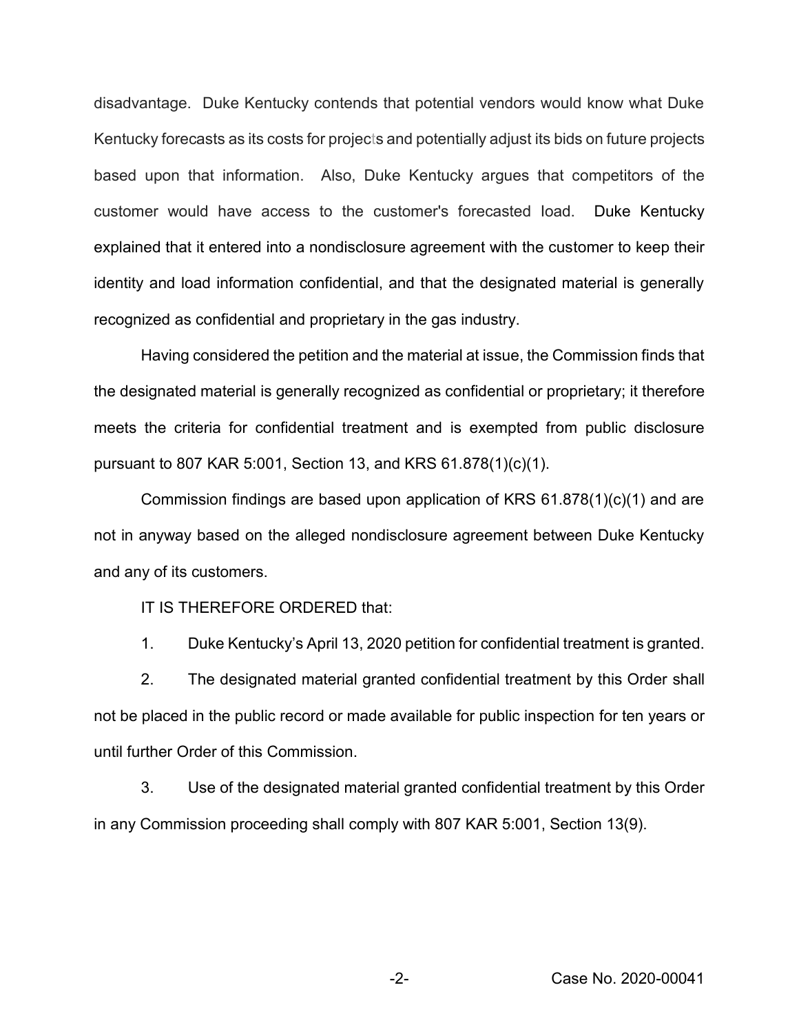disadvantage. Duke Kentucky contends that potential vendors would know what Duke Kentucky forecasts as its costs for projects and potentially adjust its bids on future projects based upon that information. Also, Duke Kentucky argues that competitors of the customer would have access to the customer's forecasted load. Duke Kentucky explained that it entered into a nondisclosure agreement with the customer to keep their identity and load information confidential, and that the designated material is generally recognized as confidential and proprietary in the gas industry.

Having considered the petition and the material at issue, the Commission finds that the designated material is generally recognized as confidential or proprietary; it therefore meets the criteria for confidential treatment and is exempted from public disclosure pursuant to 807 KAR 5:001, Section 13, and KRS 61.878(1)(c)(1).

Commission findings are based upon application of KRS 61.878(1)(c)(1) and are not in anyway based on the alleged nondisclosure agreement between Duke Kentucky and any of its customers.

IT IS THEREFORE ORDERED that:

1. Duke Kentucky's April 13, 2020 petition for confidential treatment is granted.

2. The designated material granted confidential treatment by this Order shall not be placed in the public record or made available for public inspection for ten years or until further Order of this Commission.

3. Use of the designated material granted confidential treatment by this Order in any Commission proceeding shall comply with 807 KAR 5:001, Section 13(9).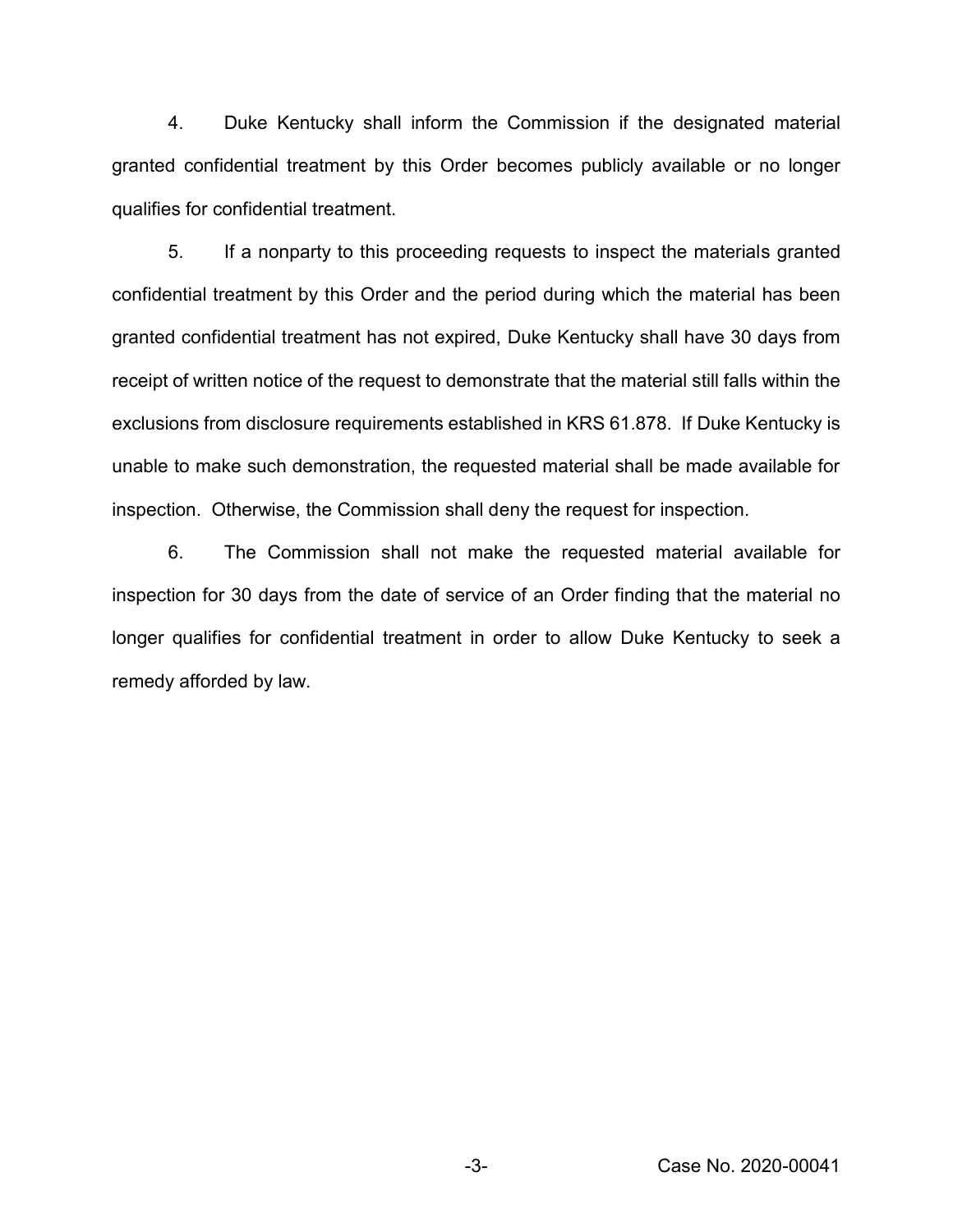4. Duke Kentucky shall inform the Commission if the designated material granted confidential treatment by this Order becomes publicly available or no longer qualifies for confidential treatment.

5. If a nonparty to this proceeding requests to inspect the materials granted confidential treatment by this Order and the period during which the material has been granted confidential treatment has not expired, Duke Kentucky shall have 30 days from receipt of written notice of the request to demonstrate that the material still falls within the exclusions from disclosure requirements established in KRS 61.878. If Duke Kentucky is unable to make such demonstration, the requested material shall be made available for inspection. Otherwise, the Commission shall deny the request for inspection.

6. The Commission shall not make the requested material available for inspection for 30 days from the date of service of an Order finding that the material no longer qualifies for confidential treatment in order to allow Duke Kentucky to seek a remedy afforded by law.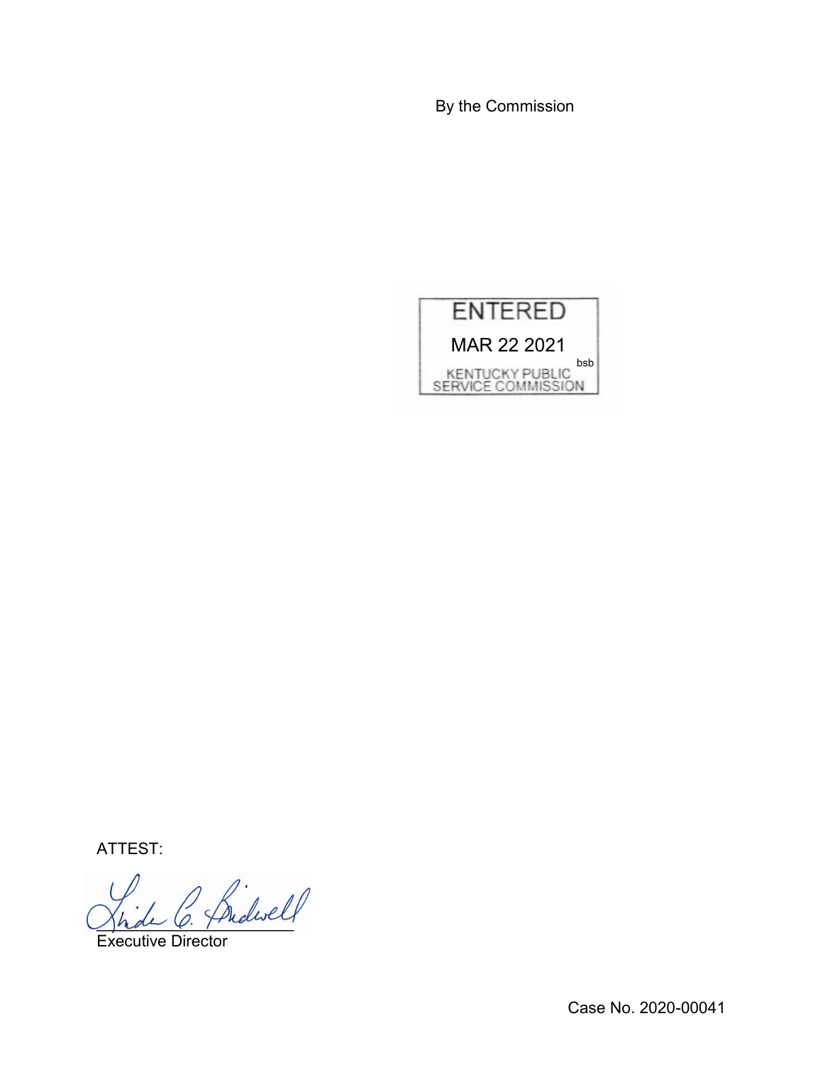By the Commission

ENTERED

MAR 22 2021

bsb

KENTUCKY PUBLIC SERVICE COMMISSION

ATTEST:

Executive Director

Case No. 2020-00041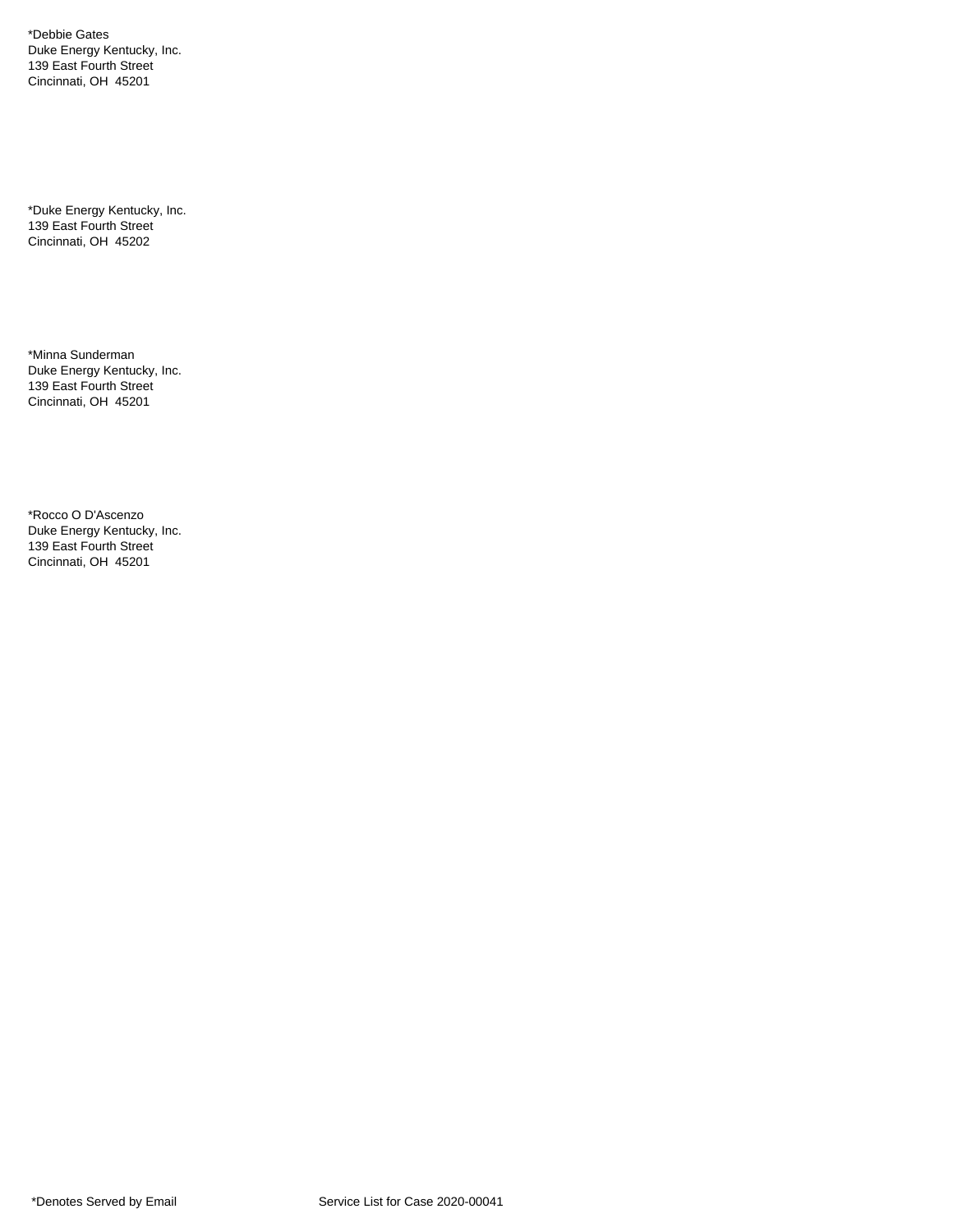*Debbie Gates
Duke Energy Kentucky, Inc.
139 East Fourth Street
Cincinnati, OH  45201

*Duke Energy Kentucky, Inc.
139 East Fourth Street
Cincinnati, OH  45202

*Minna Sunderman
Duke Energy Kentucky, Inc.
139 East Fourth Street
Cincinnati, OH  45201

*Rocco O D'Ascenzo
Duke Energy Kentucky, Inc.
139 East Fourth Street
Cincinnati, OH  45201

*Denotes Served by Email

Service List for Case 2020-00041